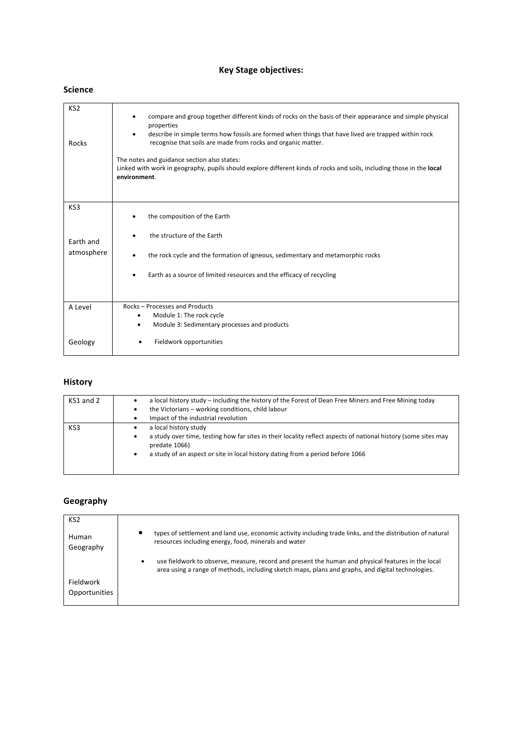# Key Stage objectives:

## Science

| | |
|---|---|
| KS2<br><br>Rocks | • compare and group together different kinds of rocks on the basis of their appearance and simple physical properties<br>• describe in simple terms how fossils are formed when things that have lived are trapped within rock recognise that soils are made from rocks and organic matter.<br><br>The notes and guidance section also states:<br>Linked with work in geography, pupils should explore different kinds of rocks and soils, including those in the **local environment**. |
| KS3<br><br>Earth and atmosphere | • the composition of the Earth<br>• the structure of the Earth<br>• the rock cycle and the formation of igneous, sedimentary and metamorphic rocks<br>• Earth as a source of limited resources and the efficacy of recycling |
| A Level<br><br>Geology | Rocks – Processes and Products<br>• Module 1: The rock cycle<br>• Module 3: Sedimentary processes and products<br>• Fieldwork opportunities |

## History

| | |
|---|---|
| KS1 and 2 | • a local history study – including the history of the Forest of Dean Free Miners and Free Mining today<br>• the Victorians – working conditions, child labour<br>• Impact of the industrial revolution |
| KS3 | • a local history study<br>• a study over time, testing how far sites in their locality reflect aspects of national history (some sites may predate 1066)<br>• a study of an aspect or site in local history dating from a period before 1066 |

## Geography

| | |
|---|---|
| KS2<br><br>Human Geography<br><br>Fieldwork Opportunities | • types of settlement and land use, economic activity including trade links, and the distribution of natural resources including energy, food, minerals and water<br>• use fieldwork to observe, measure, record and present the human and physical features in the local area using a range of methods, including sketch maps, plans and graphs, and digital technologies. |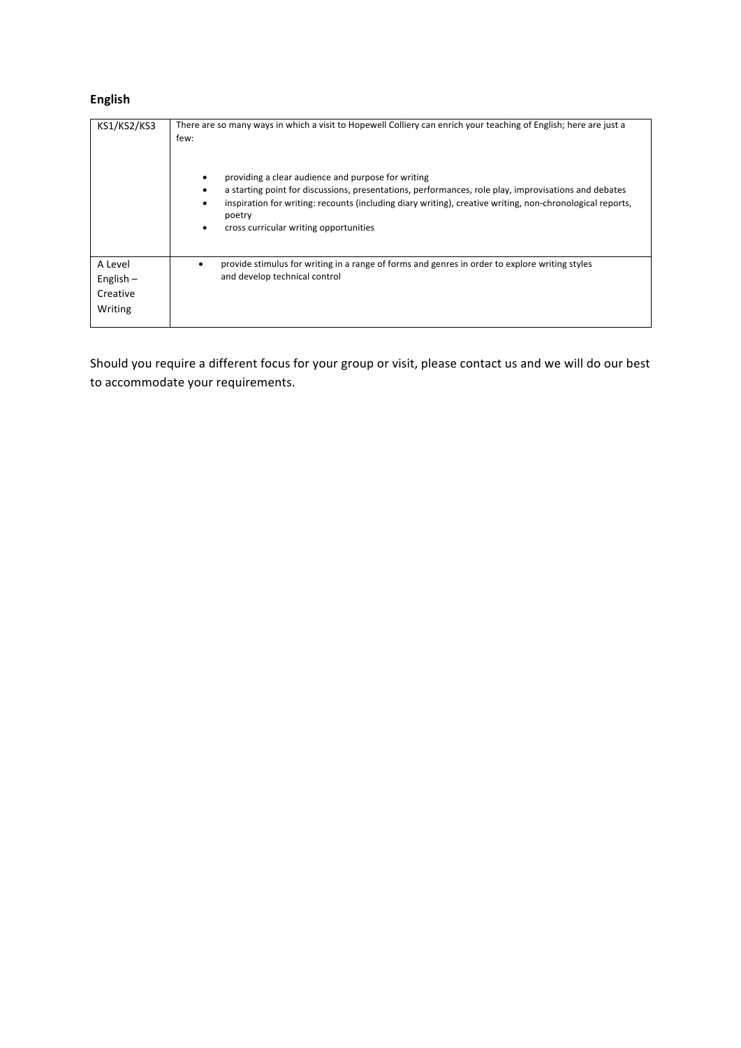**English**

| | |
|---|---|
| KS1/KS2/KS3 | There are so many ways in which a visit to Hopewell Colliery can enrich your teaching of English; here are just a few:<br><br>• providing a clear audience and purpose for writing<br>• a starting point for discussions, presentations, performances, role play, improvisations and debates<br>• inspiration for writing: recounts (including diary writing), creative writing, non-chronological reports, poetry<br>• cross curricular writing opportunities |
| A Level English – Creative Writing | • provide stimulus for writing in a range of forms and genres in order to explore writing styles and develop technical control |

Should you require a different focus for your group or visit, please contact us and we will do our best to accommodate your requirements.